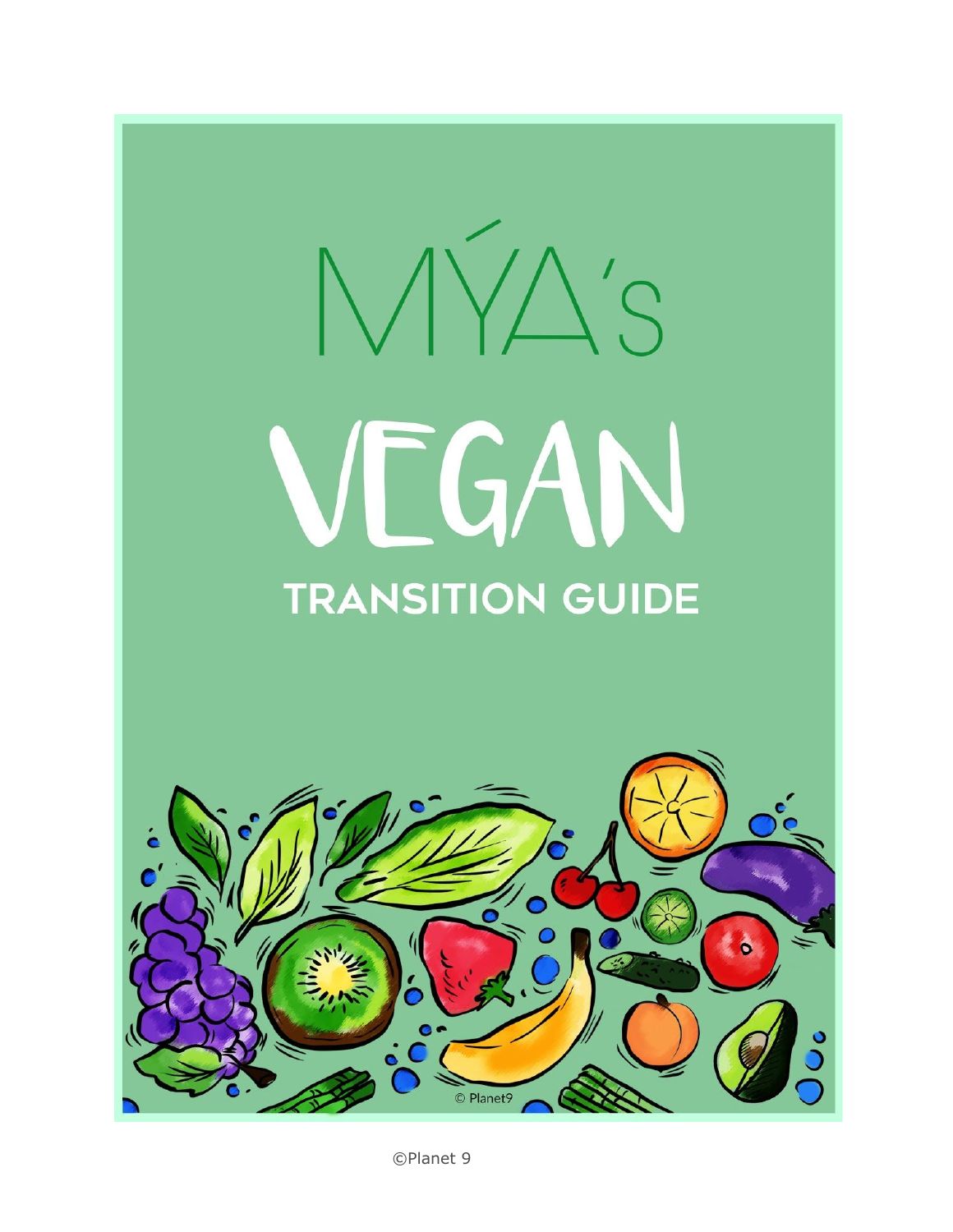# MÝA's

# VEGAN

## TRANSITION GUIDE

© Planet9

©Planet 9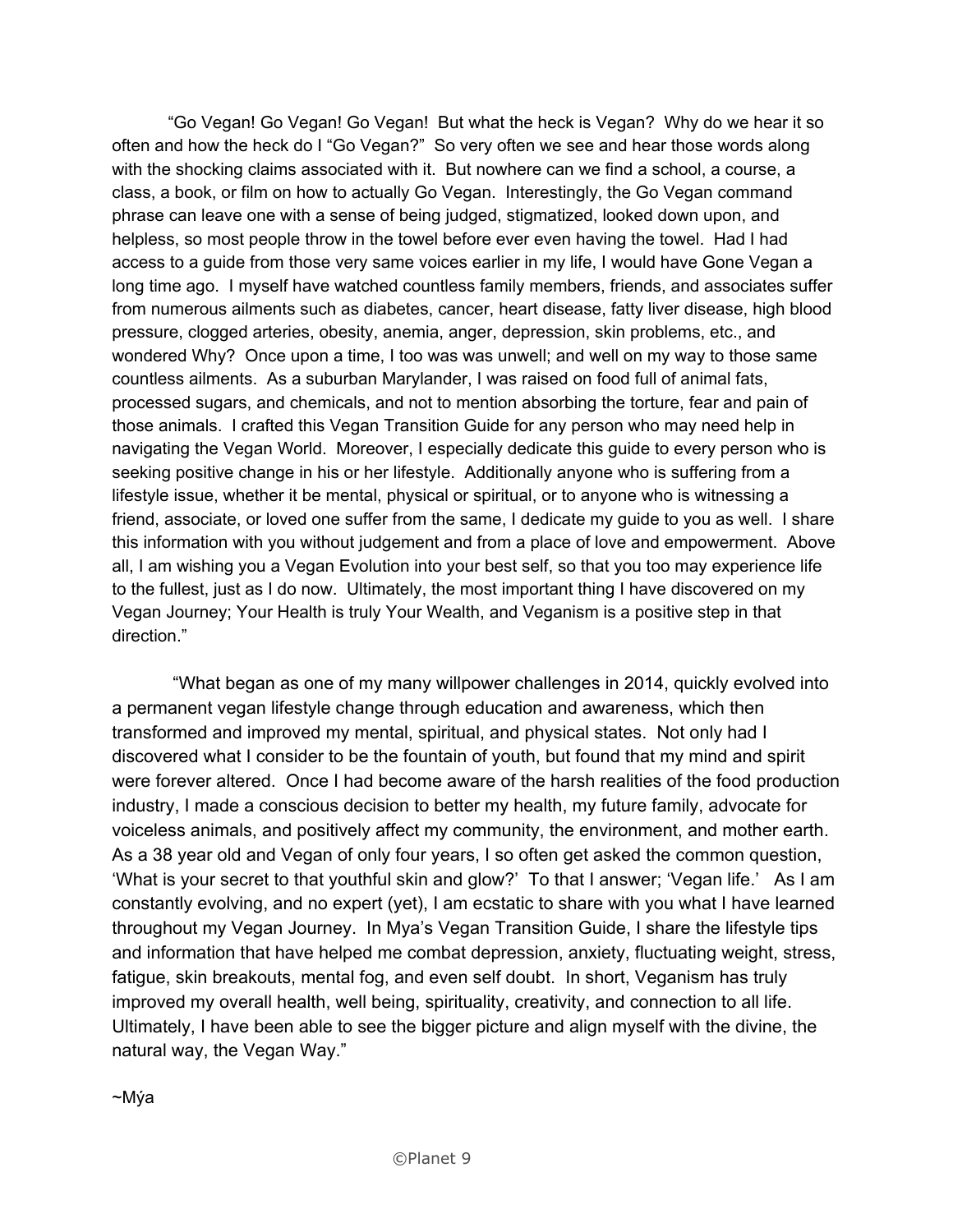"Go Vegan! Go Vegan! Go Vegan! But what the heck is Vegan? Why do we hear it so often and how the heck do I "Go Vegan?" So very often we see and hear those words along with the shocking claims associated with it. But nowhere can we find a school, a course, a class, a book, or film on how to actually Go Vegan. Interestingly, the Go Vegan command phrase can leave one with a sense of being judged, stigmatized, looked down upon, and helpless, so most people throw in the towel before ever even having the towel. Had I had access to a guide from those very same voices earlier in my life, I would have Gone Vegan a long time ago. I myself have watched countless family members, friends, and associates suffer from numerous ailments such as diabetes, cancer, heart disease, fatty liver disease, high blood pressure, clogged arteries, obesity, anemia, anger, depression, skin problems, etc., and wondered Why? Once upon a time, I too was was unwell; and well on my way to those same countless ailments. As a suburban Marylander, I was raised on food full of animal fats, processed sugars, and chemicals, and not to mention absorbing the torture, fear and pain of those animals. I crafted this Vegan Transition Guide for any person who may need help in navigating the Vegan World. Moreover, I especially dedicate this guide to every person who is seeking positive change in his or her lifestyle. Additionally anyone who is suffering from a lifestyle issue, whether it be mental, physical or spiritual, or to anyone who is witnessing a friend, associate, or loved one suffer from the same, I dedicate my guide to you as well. I share this information with you without judgement and from a place of love and empowerment. Above all, I am wishing you a Vegan Evolution into your best self, so that you too may experience life to the fullest, just as I do now. Ultimately, the most important thing I have discovered on my Vegan Journey; Your Health is truly Your Wealth, and Veganism is a positive step in that direction."

"What began as one of my many willpower challenges in 2014, quickly evolved into a permanent vegan lifestyle change through education and awareness, which then transformed and improved my mental, spiritual, and physical states. Not only had I discovered what I consider to be the fountain of youth, but found that my mind and spirit were forever altered. Once I had become aware of the harsh realities of the food production industry, I made a conscious decision to better my health, my future family, advocate for voiceless animals, and positively affect my community, the environment, and mother earth. As a 38 year old and Vegan of only four years, I so often get asked the common question, 'What is your secret to that youthful skin and glow?' To that I answer; 'Vegan life.' As I am constantly evolving, and no expert (yet), I am ecstatic to share with you what I have learned throughout my Vegan Journey. In Mya's Vegan Transition Guide, I share the lifestyle tips and information that have helped me combat depression, anxiety, fluctuating weight, stress, fatigue, skin breakouts, mental fog, and even self doubt. In short, Veganism has truly improved my overall health, well being, spirituality, creativity, and connection to all life. Ultimately, I have been able to see the bigger picture and align myself with the divine, the natural way, the Vegan Way."

~Mýa

©Planet 9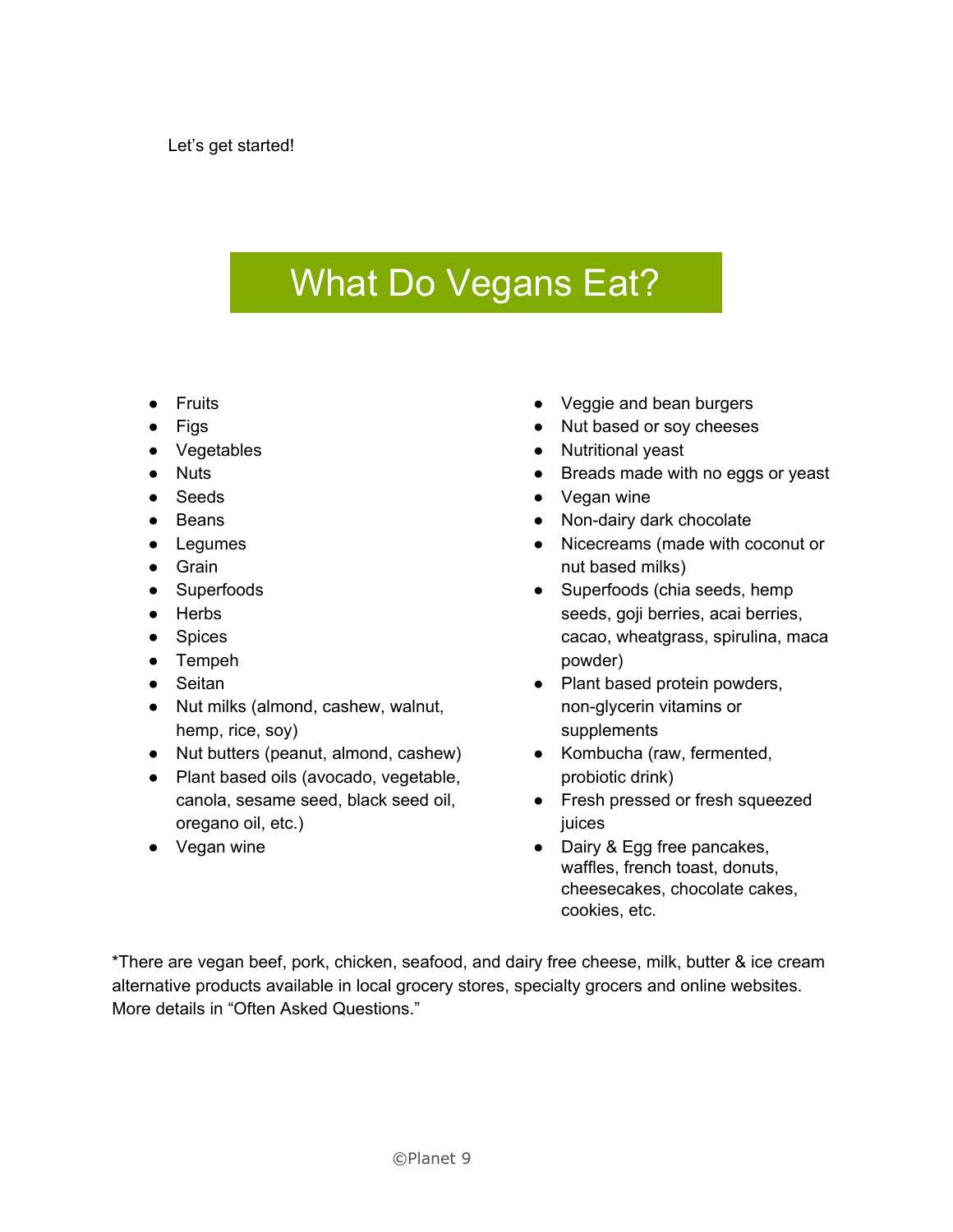Let’s get started!

# What Do Vegans Eat?

- Fruits
- Figs
- Vegetables
- Nuts
- Seeds
- Beans
- Legumes
- Grain
- Superfoods
- Herbs
- Spices
- Tempeh
- Seitan
- Nut milks (almond, cashew, walnut, hemp, rice, soy)
- Nut butters (peanut, almond, cashew)
- Plant based oils (avocado, vegetable, canola, sesame seed, black seed oil, oregano oil, etc.)
- Vegan wine
- Veggie and bean burgers
- Nut based or soy cheeses
- Nutritional yeast
- Breads made with no eggs or yeast
- Vegan wine
- Non-dairy dark chocolate
- Nicecreams (made with coconut or nut based milks)
- Superfoods (chia seeds, hemp seeds, goji berries, acai berries, cacao, wheatgrass, spirulina, maca powder)
- Plant based protein powders, non-glycerin vitamins or supplements
- Kombucha (raw, fermented, probiotic drink)
- Fresh pressed or fresh squeezed juices
- Dairy & Egg free pancakes, waffles, french toast, donuts, cheesecakes, chocolate cakes, cookies, etc.

*There are vegan beef, pork, chicken, seafood, and dairy free cheese, milk, butter & ice cream alternative products available in local grocery stores, specialty grocers and online websites. More details in “Often Asked Questions.”

©Planet 9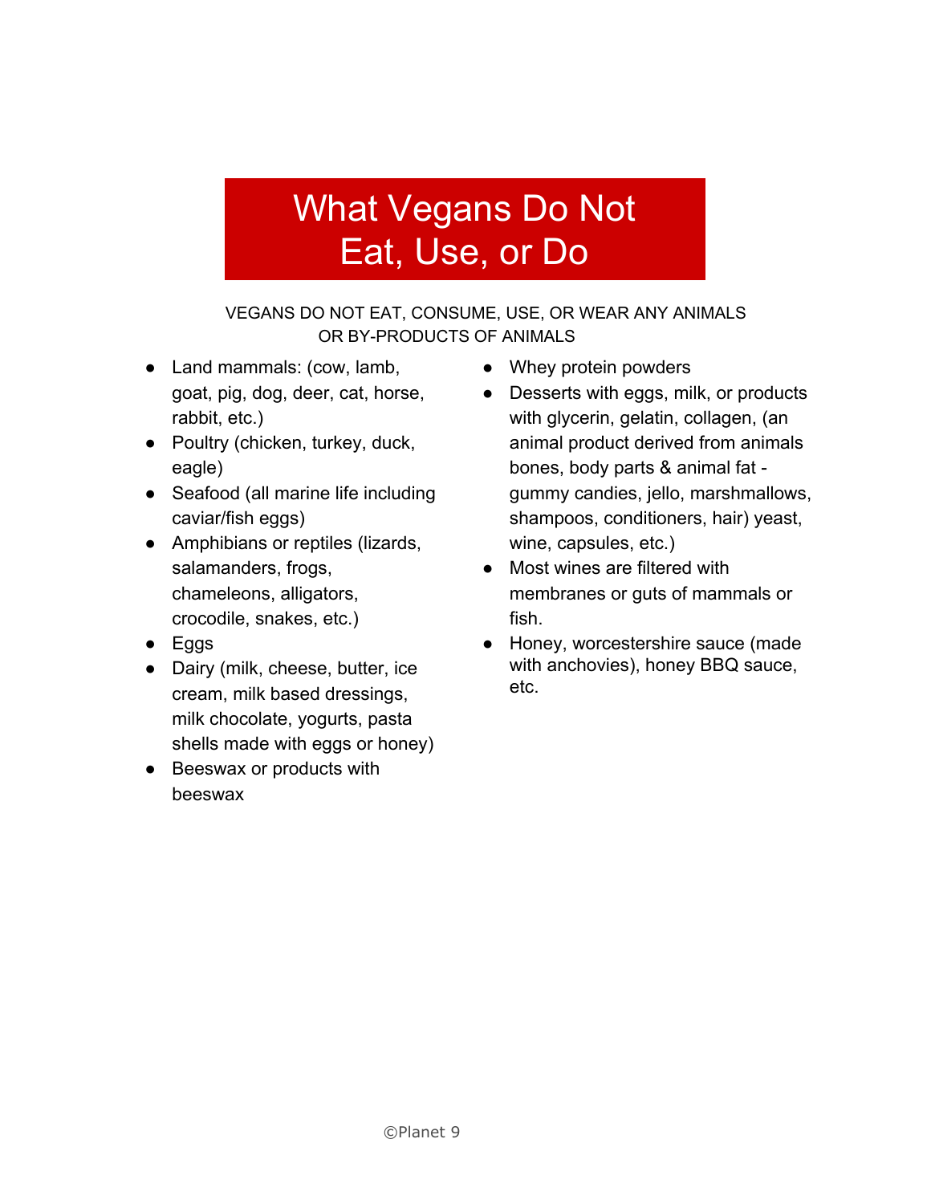# What Vegans Do Not Eat, Use, or Do

VEGANS DO NOT EAT, CONSUME, USE, OR WEAR ANY ANIMALS OR BY-PRODUCTS OF ANIMALS

- Land mammals: (cow, lamb, goat, pig, dog, deer, cat, horse, rabbit, etc.)
- Poultry (chicken, turkey, duck, eagle)
- Seafood (all marine life including caviar/fish eggs)
- Amphibians or reptiles (lizards, salamanders, frogs, chameleons, alligators, crocodile, snakes, etc.)
- Eggs
- Dairy (milk, cheese, butter, ice cream, milk based dressings, milk chocolate, yogurts, pasta shells made with eggs or honey)
- Beeswax or products with beeswax
- Whey protein powders
- Desserts with eggs, milk, or products with glycerin, gelatin, collagen, (an animal product derived from animals bones, body parts & animal fat - gummy candies, jello, marshmallows, shampoos, conditioners, hair) yeast, wine, capsules, etc.)
- Most wines are filtered with membranes or guts of mammals or fish.
- Honey, worcestershire sauce (made with anchovies), honey BBQ sauce, etc.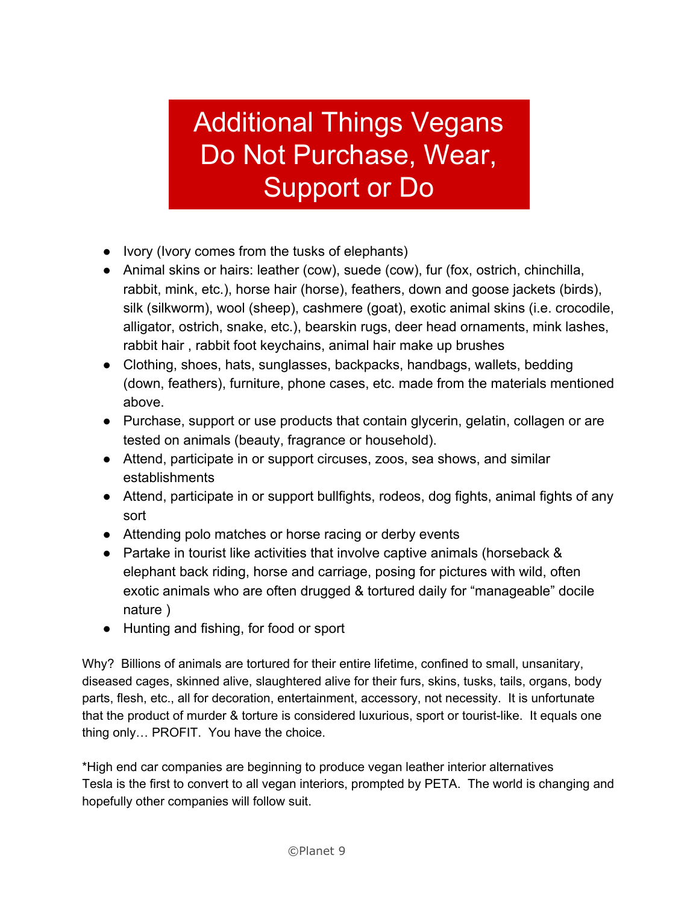# Additional Things Vegans Do Not Purchase, Wear, Support or Do

- Ivory (Ivory comes from the tusks of elephants)
- Animal skins or hairs: leather (cow), suede (cow), fur (fox, ostrich, chinchilla, rabbit, mink, etc.), horse hair (horse), feathers, down and goose jackets (birds), silk (silkworm), wool (sheep), cashmere (goat), exotic animal skins (i.e. crocodile, alligator, ostrich, snake, etc.), bearskin rugs, deer head ornaments, mink lashes, rabbit hair , rabbit foot keychains, animal hair make up brushes
- Clothing, shoes, hats, sunglasses, backpacks, handbags, wallets, bedding (down, feathers), furniture, phone cases, etc. made from the materials mentioned above.
- Purchase, support or use products that contain glycerin, gelatin, collagen or are tested on animals (beauty, fragrance or household).
- Attend, participate in or support circuses, zoos, sea shows, and similar establishments
- Attend, participate in or support bullfights, rodeos, dog fights, animal fights of any sort
- Attending polo matches or horse racing or derby events
- Partake in tourist like activities that involve captive animals (horseback & elephant back riding, horse and carriage, posing for pictures with wild, often exotic animals who are often drugged & tortured daily for "manageable" docile nature )
- Hunting and fishing, for food or sport

Why? Billions of animals are tortured for their entire lifetime, confined to small, unsanitary, diseased cages, skinned alive, slaughtered alive for their furs, skins, tusks, tails, organs, body parts, flesh, etc., all for decoration, entertainment, accessory, not necessity. It is unfortunate that the product of murder & torture is considered luxurious, sport or tourist-like. It equals one thing only… PROFIT. You have the choice.

*High end car companies are beginning to produce vegan leather interior alternatives
Tesla is the first to convert to all vegan interiors, prompted by PETA. The world is changing and hopefully other companies will follow suit.

©Planet 9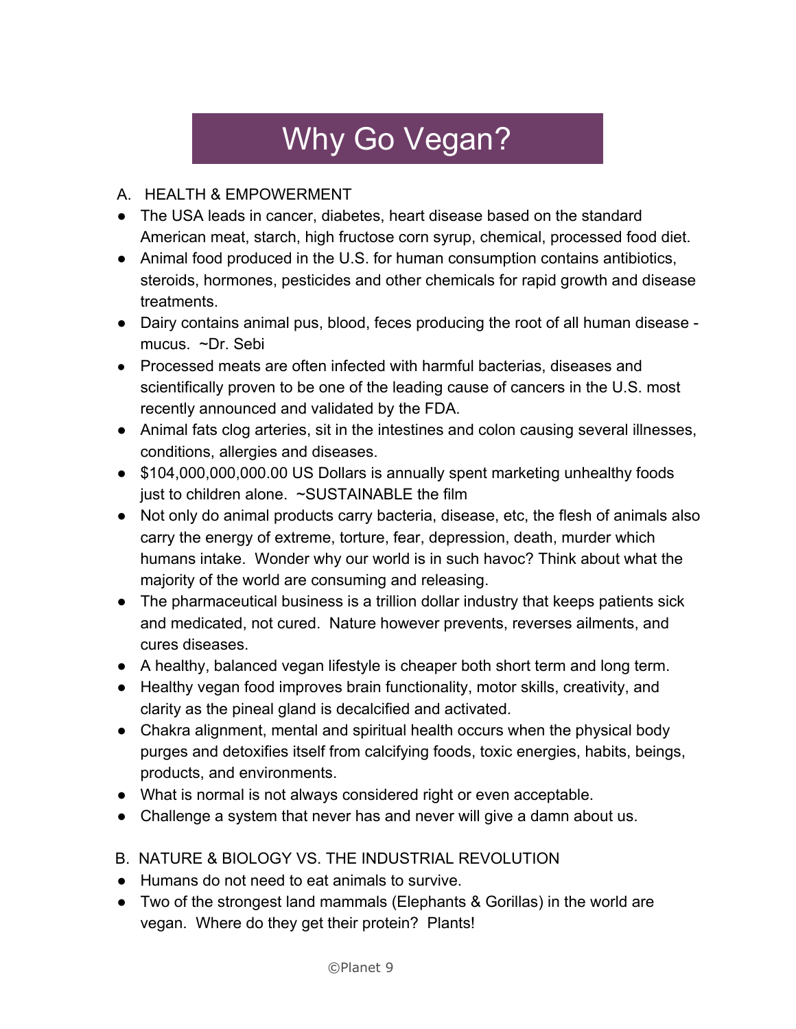# Why Go Vegan?

A. HEALTH & EMPOWERMENT

- The USA leads in cancer, diabetes, heart disease based on the standard American meat, starch, high fructose corn syrup, chemical, processed food diet.
- Animal food produced in the U.S. for human consumption contains antibiotics, steroids, hormones, pesticides and other chemicals for rapid growth and disease treatments.
- Dairy contains animal pus, blood, feces producing the root of all human disease - mucus. ~Dr. Sebi
- Processed meats are often infected with harmful bacterias, diseases and scientifically proven to be one of the leading cause of cancers in the U.S. most recently announced and validated by the FDA.
- Animal fats clog arteries, sit in the intestines and colon causing several illnesses, conditions, allergies and diseases.
- $104,000,000,000.00 US Dollars is annually spent marketing unhealthy foods just to children alone. ~SUSTAINABLE the film
- Not only do animal products carry bacteria, disease, etc, the flesh of animals also carry the energy of extreme, torture, fear, depression, death, murder which humans intake. Wonder why our world is in such havoc? Think about what the majority of the world are consuming and releasing.
- The pharmaceutical business is a trillion dollar industry that keeps patients sick and medicated, not cured. Nature however prevents, reverses ailments, and cures diseases.
- A healthy, balanced vegan lifestyle is cheaper both short term and long term.
- Healthy vegan food improves brain functionality, motor skills, creativity, and clarity as the pineal gland is decalcified and activated.
- Chakra alignment, mental and spiritual health occurs when the physical body purges and detoxifies itself from calcifying foods, toxic energies, habits, beings, products, and environments.
- What is normal is not always considered right or even acceptable.
- Challenge a system that never has and never will give a damn about us.

B. NATURE & BIOLOGY VS. THE INDUSTRIAL REVOLUTION

- Humans do not need to eat animals to survive.
- Two of the strongest land mammals (Elephants & Gorillas) in the world are vegan. Where do they get their protein? Plants!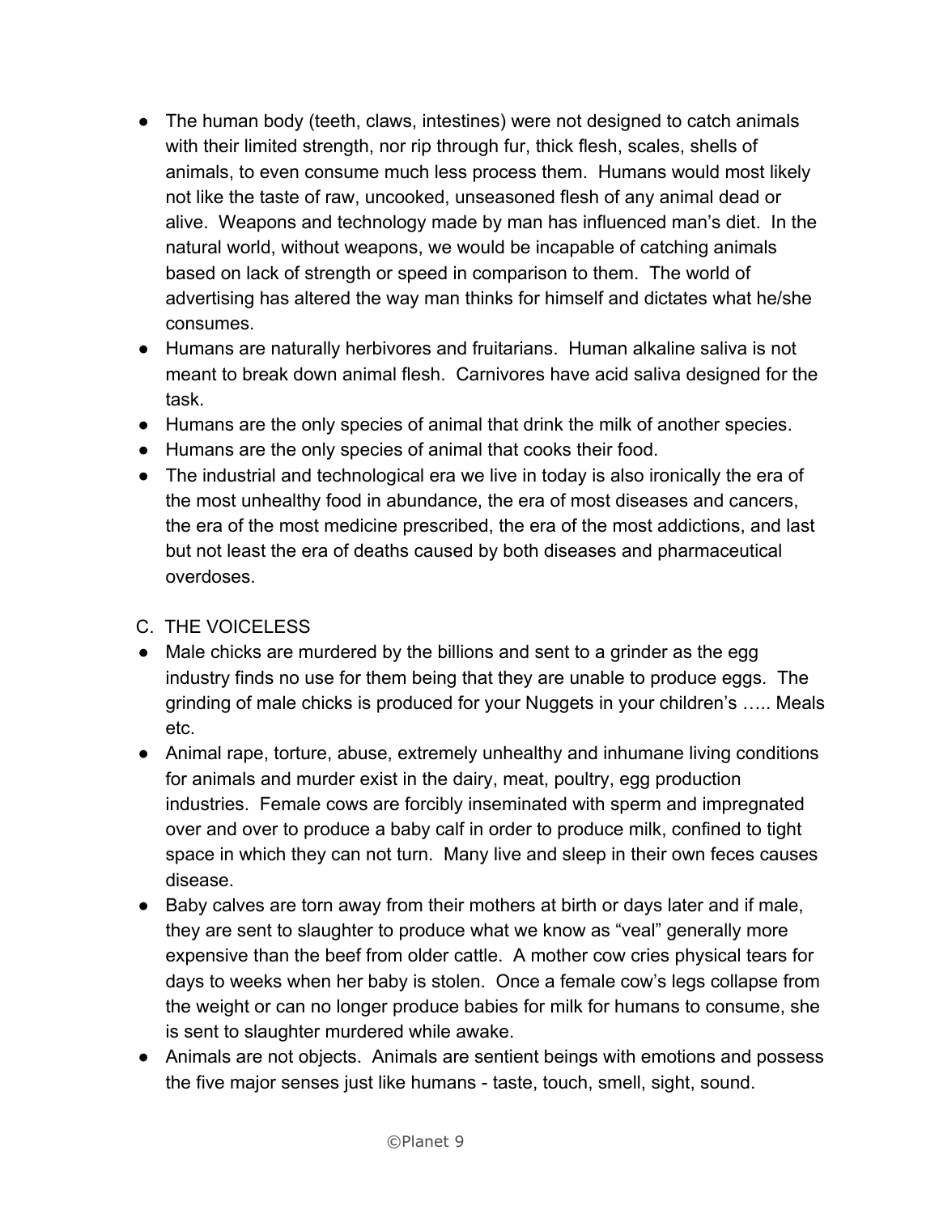- The human body (teeth, claws, intestines) were not designed to catch animals with their limited strength, nor rip through fur, thick flesh, scales, shells of animals, to even consume much less process them. Humans would most likely not like the taste of raw, uncooked, unseasoned flesh of any animal dead or alive. Weapons and technology made by man has influenced man's diet. In the natural world, without weapons, we would be incapable of catching animals based on lack of strength or speed in comparison to them. The world of advertising has altered the way man thinks for himself and dictates what he/she consumes.
- Humans are naturally herbivores and fruitarians. Human alkaline saliva is not meant to break down animal flesh. Carnivores have acid saliva designed for the task.
- Humans are the only species of animal that drink the milk of another species.
- Humans are the only species of animal that cooks their food.
- The industrial and technological era we live in today is also ironically the era of the most unhealthy food in abundance, the era of most diseases and cancers, the era of the most medicine prescribed, the era of the most addictions, and last but not least the era of deaths caused by both diseases and pharmaceutical overdoses.

C. THE VOICELESS

- Male chicks are murdered by the billions and sent to a grinder as the egg industry finds no use for them being that they are unable to produce eggs. The grinding of male chicks is produced for your Nuggets in your children's ….. Meals etc.
- Animal rape, torture, abuse, extremely unhealthy and inhumane living conditions for animals and murder exist in the dairy, meat, poultry, egg production industries. Female cows are forcibly inseminated with sperm and impregnated over and over to produce a baby calf in order to produce milk, confined to tight space in which they can not turn. Many live and sleep in their own feces causes disease.
- Baby calves are torn away from their mothers at birth or days later and if male, they are sent to slaughter to produce what we know as "veal" generally more expensive than the beef from older cattle. A mother cow cries physical tears for days to weeks when her baby is stolen. Once a female cow's legs collapse from the weight or can no longer produce babies for milk for humans to consume, she is sent to slaughter murdered while awake.
- Animals are not objects. Animals are sentient beings with emotions and possess the five major senses just like humans - taste, touch, smell, sight, sound.

©Planet 9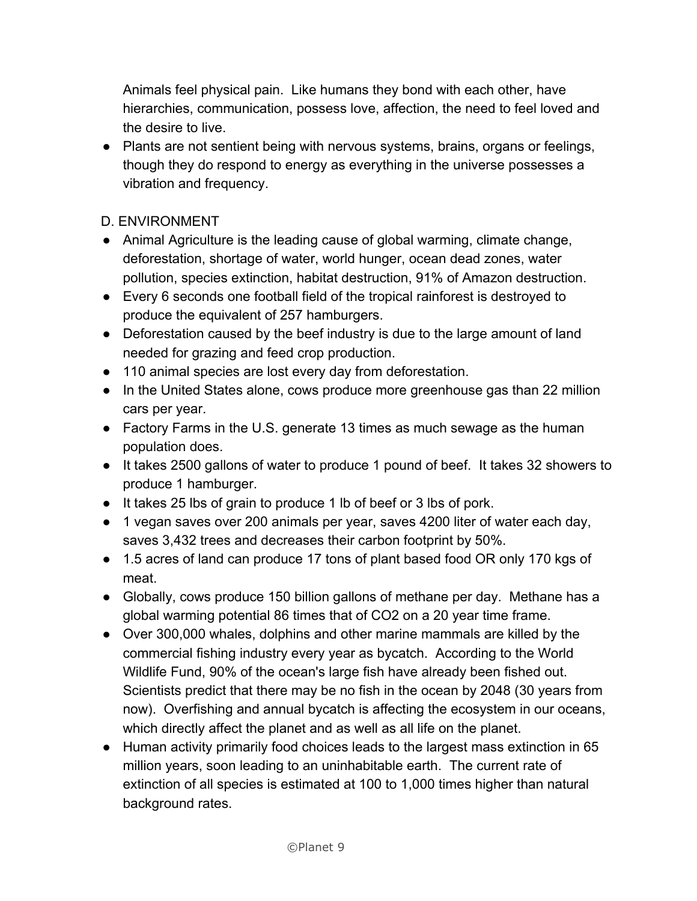Animals feel physical pain.  Like humans they bond with each other, have hierarchies, communication, possess love, affection, the need to feel loved and the desire to live.

- Plants are not sentient being with nervous systems, brains, organs or feelings, though they do respond to energy as everything in the universe possesses a vibration and frequency.

D. ENVIRONMENT

- Animal Agriculture is the leading cause of global warming, climate change, deforestation, shortage of water, world hunger, ocean dead zones, water pollution, species extinction, habitat destruction, 91% of Amazon destruction.
- Every 6 seconds one football field of the tropical rainforest is destroyed to produce the equivalent of 257 hamburgers.
- Deforestation caused by the beef industry is due to the large amount of land needed for grazing and feed crop production.
- 110 animal species are lost every day from deforestation.
- In the United States alone, cows produce more greenhouse gas than 22 million cars per year.
- Factory Farms in the U.S. generate 13 times as much sewage as the human population does.
- It takes 2500 gallons of water to produce 1 pound of beef.  It takes 32 showers to produce 1 hamburger.
- It takes 25 lbs of grain to produce 1 lb of beef or 3 lbs of pork.
- 1 vegan saves over 200 animals per year, saves 4200 liter of water each day, saves 3,432 trees and decreases their carbon footprint by 50%.
- 1.5 acres of land can produce 17 tons of plant based food OR only 170 kgs of meat.
- Globally, cows produce 150 billion gallons of methane per day.  Methane has a global warming potential 86 times that of $CO_2$ on a 20 year time frame.
- Over 300,000 whales, dolphins and other marine mammals are killed by the commercial fishing industry every year as bycatch.  According to the World Wildlife Fund, 90% of the ocean's large fish have already been fished out. Scientists predict that there may be no fish in the ocean by 2048 (30 years from now).  Overfishing and annual bycatch is affecting the ecosystem in our oceans, which directly affect the planet and as well as all life on the planet.
- Human activity primarily food choices leads to the largest mass extinction in 65 million years, soon leading to an uninhabitable earth.  The current rate of extinction of all species is estimated at 100 to 1,000 times higher than natural background rates.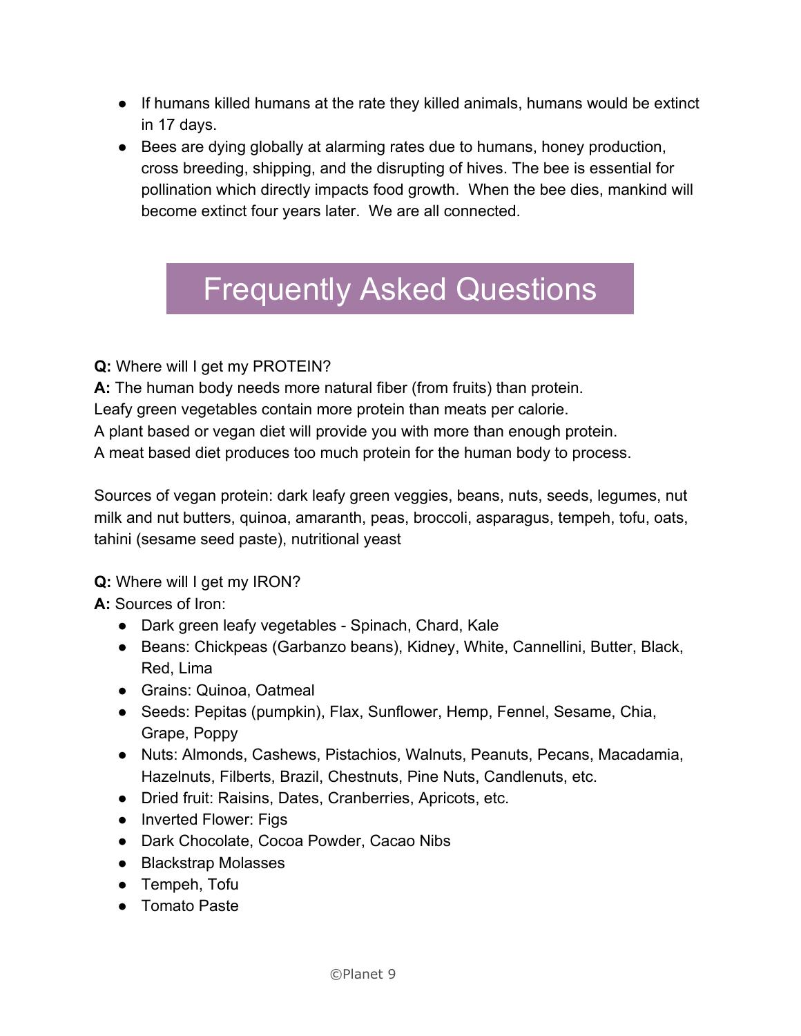- If humans killed humans at the rate they killed animals, humans would be extinct in 17 days.
- Bees are dying globally at alarming rates due to humans, honey production, cross breeding, shipping, and the disrupting of hives. The bee is essential for pollination which directly impacts food growth. When the bee dies, mankind will become extinct four years later. We are all connected.

## Frequently Asked Questions

**Q:** Where will I get my PROTEIN?
**A:** The human body needs more natural fiber (from fruits) than protein.
Leafy green vegetables contain more protein than meats per calorie.
A plant based or vegan diet will provide you with more than enough protein.
A meat based diet produces too much protein for the human body to process.

Sources of vegan protein: dark leafy green veggies, beans, nuts, seeds, legumes, nut milk and nut butters, quinoa, amaranth, peas, broccoli, asparagus, tempeh, tofu, oats, tahini (sesame seed paste), nutritional yeast

**Q:** Where will I get my IRON?
**A:** Sources of Iron:

- Dark green leafy vegetables - Spinach, Chard, Kale
- Beans: Chickpeas (Garbanzo beans), Kidney, White, Cannellini, Butter, Black, Red, Lima
- Grains: Quinoa, Oatmeal
- Seeds: Pepitas (pumpkin), Flax, Sunflower, Hemp, Fennel, Sesame, Chia, Grape, Poppy
- Nuts: Almonds, Cashews, Pistachios, Walnuts, Peanuts, Pecans, Macadamia, Hazelnuts, Filberts, Brazil, Chestnuts, Pine Nuts, Candlenuts, etc.
- Dried fruit: Raisins, Dates, Cranberries, Apricots, etc.
- Inverted Flower: Figs
- Dark Chocolate, Cocoa Powder, Cacao Nibs
- Blackstrap Molasses
- Tempeh, Tofu
- Tomato Paste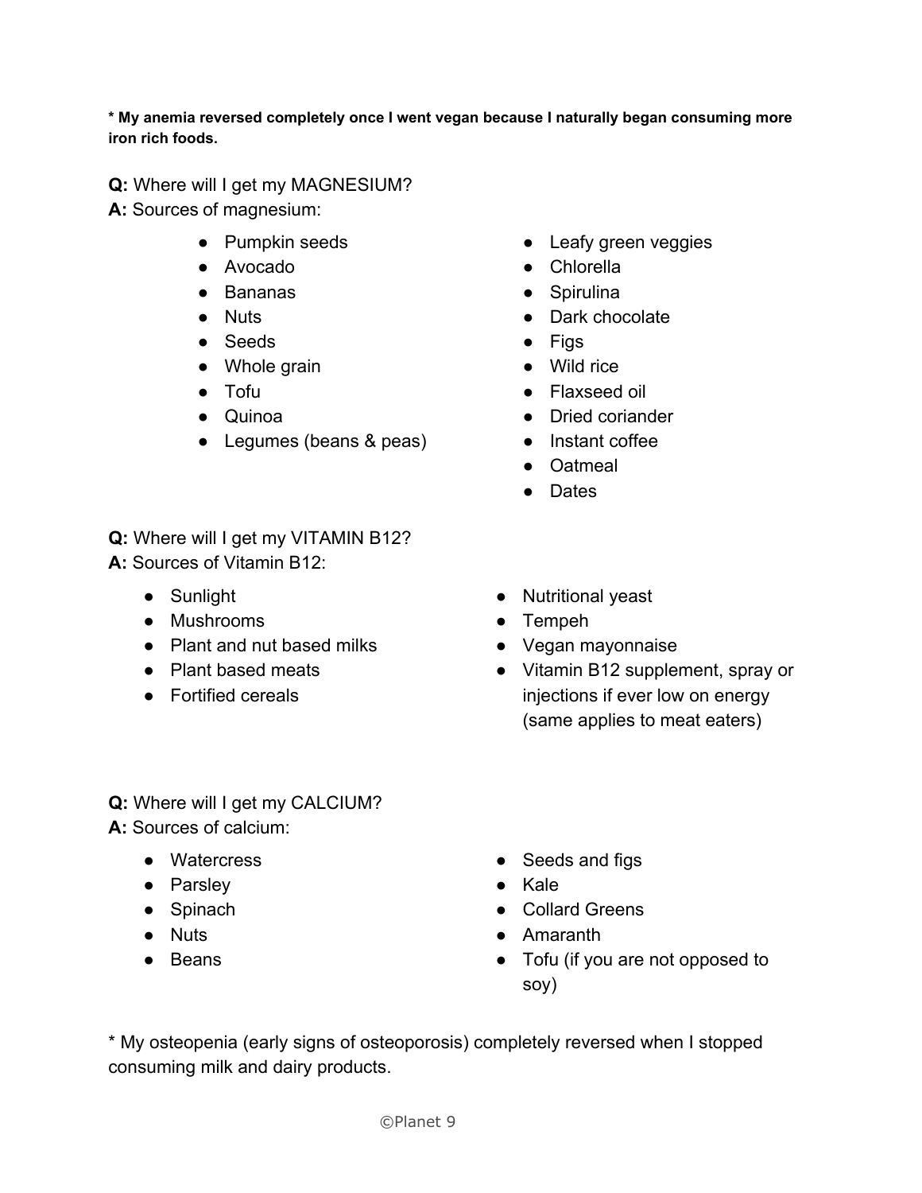**\* My anemia reversed completely once I went vegan because I naturally began consuming more iron rich foods.**

**Q:** Where will I get my MAGNESIUM?
**A:** Sources of magnesium:

- Pumpkin seeds
- Avocado
- Bananas
- Nuts
- Seeds
- Whole grain
- Tofu
- Quinoa
- Legumes (beans & peas)
- Leafy green veggies
- Chlorella
- Spirulina
- Dark chocolate
- Figs
- Wild rice
- Flaxseed oil
- Dried coriander
- Instant coffee
- Oatmeal
- Dates

**Q:** Where will I get my VITAMIN B12?
**A:** Sources of Vitamin B12:

- Sunlight
- Mushrooms
- Plant and nut based milks
- Plant based meats
- Fortified cereals
- Nutritional yeast
- Tempeh
- Vegan mayonnaise
- Vitamin B12 supplement, spray or injections if ever low on energy (same applies to meat eaters)

**Q:** Where will I get my CALCIUM?
**A:** Sources of calcium:

- Watercress
- Parsley
- Spinach
- Nuts
- Beans
- Seeds and figs
- Kale
- Collard Greens
- Amaranth
- Tofu (if you are not opposed to soy)

\* My osteopenia (early signs of osteoporosis) completely reversed when I stopped consuming milk and dairy products.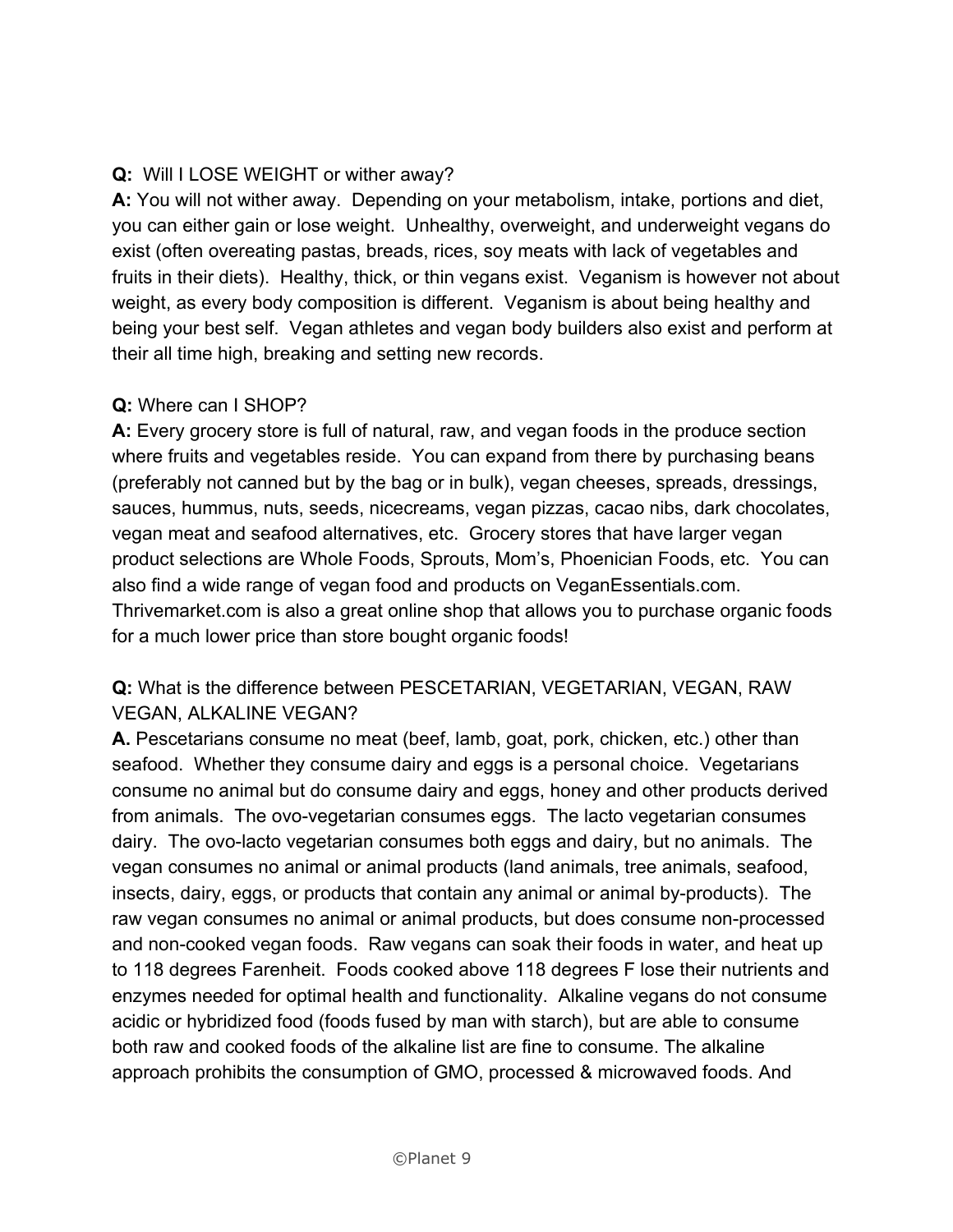**Q:** Will I LOSE WEIGHT or wither away?
**A:** You will not wither away. Depending on your metabolism, intake, portions and diet, you can either gain or lose weight. Unhealthy, overweight, and underweight vegans do exist (often overeating pastas, breads, rices, soy meats with lack of vegetables and fruits in their diets). Healthy, thick, or thin vegans exist. Veganism is however not about weight, as every body composition is different. Veganism is about being healthy and being your best self. Vegan athletes and vegan body builders also exist and perform at their all time high, breaking and setting new records.

**Q:** Where can I SHOP?
**A:** Every grocery store is full of natural, raw, and vegan foods in the produce section where fruits and vegetables reside. You can expand from there by purchasing beans (preferably not canned but by the bag or in bulk), vegan cheeses, spreads, dressings, sauces, hummus, nuts, seeds, nicecreams, vegan pizzas, cacao nibs, dark chocolates, vegan meat and seafood alternatives, etc. Grocery stores that have larger vegan product selections are Whole Foods, Sprouts, Mom's, Phoenician Foods, etc. You can also find a wide range of vegan food and products on VeganEssentials.com. Thrivemarket.com is also a great online shop that allows you to purchase organic foods for a much lower price than store bought organic foods!

**Q:** What is the difference between PESCETARIAN, VEGETARIAN, VEGAN, RAW VEGAN, ALKALINE VEGAN?
**A.** Pescetarians consume no meat (beef, lamb, goat, pork, chicken, etc.) other than seafood. Whether they consume dairy and eggs is a personal choice. Vegetarians consume no animal but do consume dairy and eggs, honey and other products derived from animals. The ovo-vegetarian consumes eggs. The lacto vegetarian consumes dairy. The ovo-lacto vegetarian consumes both eggs and dairy, but no animals. The vegan consumes no animal or animal products (land animals, tree animals, seafood, insects, dairy, eggs, or products that contain any animal or animal by-products). The raw vegan consumes no animal or animal products, but does consume non-processed and non-cooked vegan foods. Raw vegans can soak their foods in water, and heat up to 118 degrees Farenheit. Foods cooked above 118 degrees F lose their nutrients and enzymes needed for optimal health and functionality. Alkaline vegans do not consume acidic or hybridized food (foods fused by man with starch), but are able to consume both raw and cooked foods of the alkaline list are fine to consume. The alkaline approach prohibits the consumption of GMO, processed & microwaved foods. And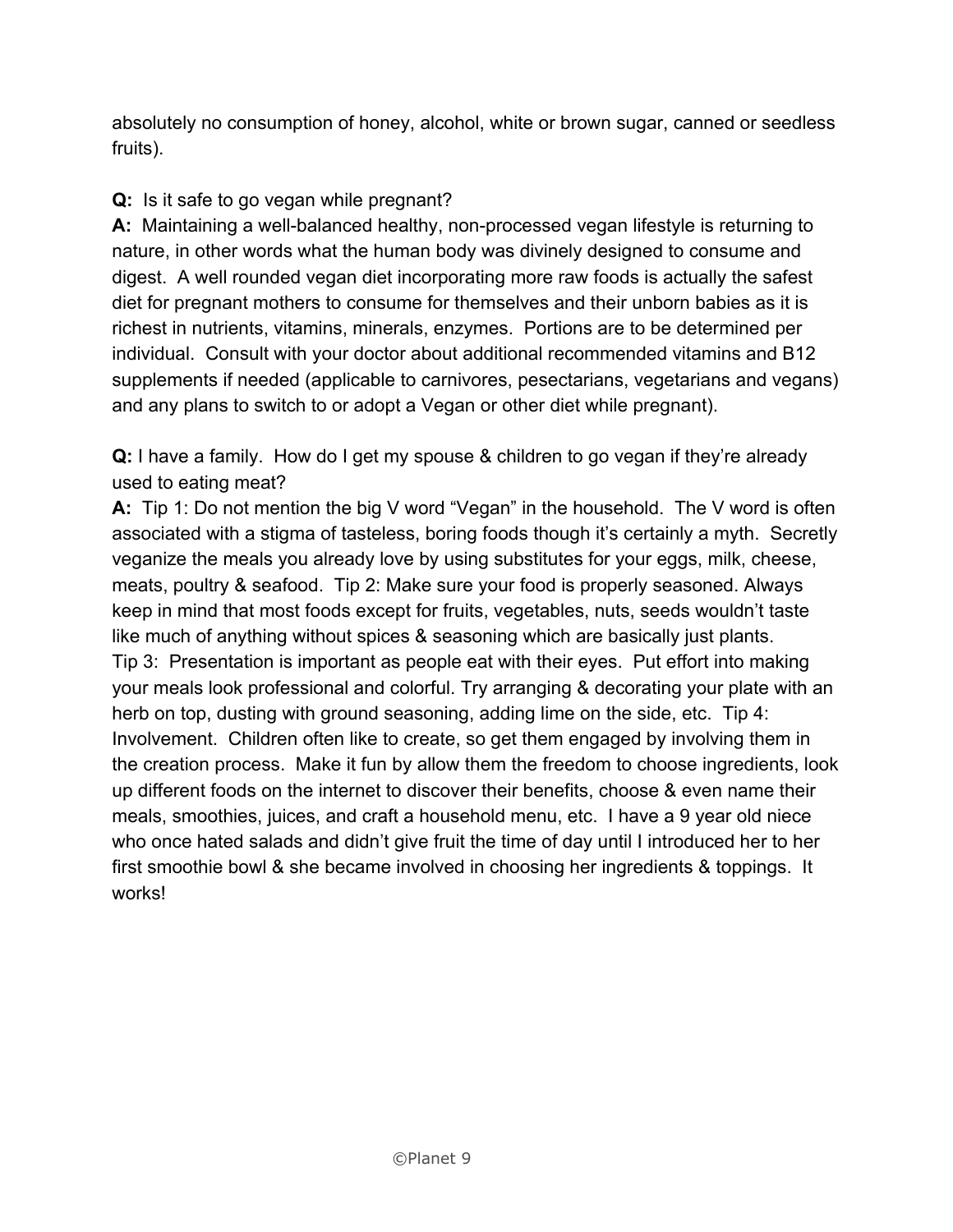absolutely no consumption of honey, alcohol, white or brown sugar, canned or seedless fruits).

**Q:** Is it safe to go vegan while pregnant?
**A:** Maintaining a well-balanced healthy, non-processed vegan lifestyle is returning to nature, in other words what the human body was divinely designed to consume and digest. A well rounded vegan diet incorporating more raw foods is actually the safest diet for pregnant mothers to consume for themselves and their unborn babies as it is richest in nutrients, vitamins, minerals, enzymes. Portions are to be determined per individual. Consult with your doctor about additional recommended vitamins and B12 supplements if needed (applicable to carnivores, pesectarians, vegetarians and vegans) and any plans to switch to or adopt a Vegan or other diet while pregnant).

**Q:** I have a family. How do I get my spouse & children to go vegan if they're already used to eating meat?
**A:** Tip 1: Do not mention the big V word "Vegan" in the household. The V word is often associated with a stigma of tasteless, boring foods though it's certainly a myth. Secretly veganize the meals you already love by using substitutes for your eggs, milk, cheese, meats, poultry & seafood. Tip 2: Make sure your food is properly seasoned. Always keep in mind that most foods except for fruits, vegetables, nuts, seeds wouldn't taste like much of anything without spices & seasoning which are basically just plants.
Tip 3: Presentation is important as people eat with their eyes. Put effort into making your meals look professional and colorful. Try arranging & decorating your plate with an herb on top, dusting with ground seasoning, adding lime on the side, etc. Tip 4: Involvement. Children often like to create, so get them engaged by involving them in the creation process. Make it fun by allow them the freedom to choose ingredients, look up different foods on the internet to discover their benefits, choose & even name their meals, smoothies, juices, and craft a household menu, etc. I have a 9 year old niece who once hated salads and didn't give fruit the time of day until I introduced her to her first smoothie bowl & she became involved in choosing her ingredients & toppings. It works!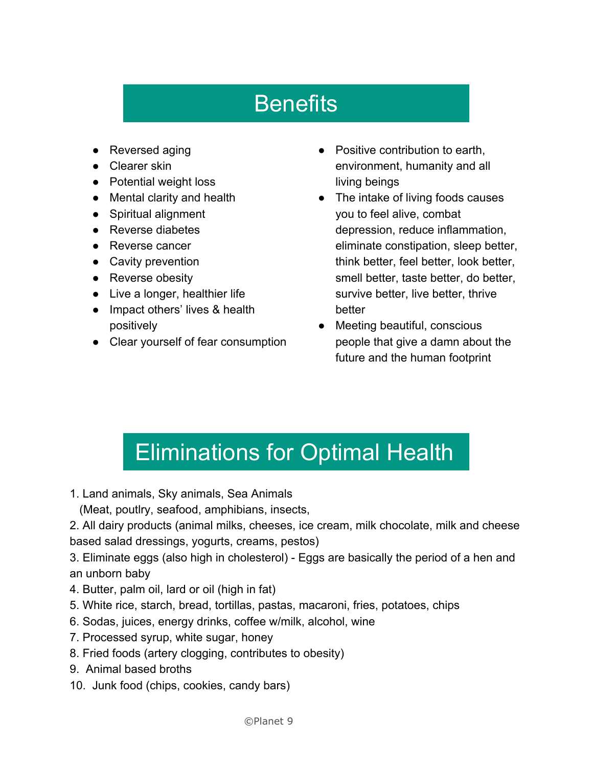## Benefits

- Reversed aging
- Clearer skin
- Potential weight loss
- Mental clarity and health
- Spiritual alignment
- Reverse diabetes
- Reverse cancer
- Cavity prevention
- Reverse obesity
- Live a longer, healthier life
- Impact others' lives & health positively
- Clear yourself of fear consumption
- Positive contribution to earth, environment, humanity and all living beings
- The intake of living foods causes you to feel alive, combat depression, reduce inflammation, eliminate constipation, sleep better, think better, feel better, look better, smell better, taste better, do better, survive better, live better, thrive better
- Meeting beautiful, conscious people that give a damn about the future and the human footprint

## Eliminations for Optimal Health

1. Land animals, Sky animals, Sea Animals
   (Meat, poutlry, seafood, amphibians, insects,
2. All dairy products (animal milks, cheeses, ice cream, milk chocolate, milk and cheese based salad dressings, yogurts, creams, pestos)
3. Eliminate eggs (also high in cholesterol) - Eggs are basically the period of a hen and an unborn baby
4. Butter, palm oil, lard or oil (high in fat)
5. White rice, starch, bread, tortillas, pastas, macaroni, fries, potatoes, chips
6. Sodas, juices, energy drinks, coffee w/milk, alcohol, wine
7. Processed syrup, white sugar, honey
8. Fried foods (artery clogging, contributes to obesity)
9. Animal based broths
10. Junk food (chips, cookies, candy bars)

©Planet 9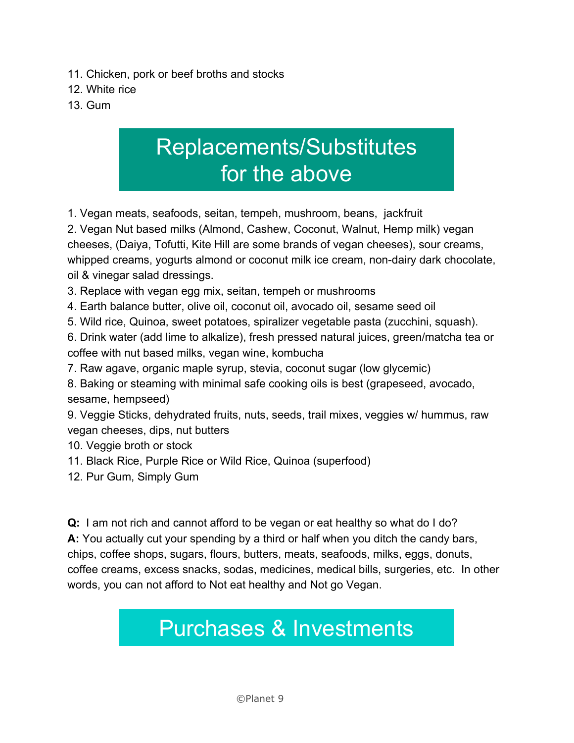11. Chicken, pork or beef broths and stocks
12. White rice
13. Gum

## Replacements/Substitutes for the above

1. Vegan meats, seafoods, seitan, tempeh, mushroom, beans,  jackfruit
2. Vegan Nut based milks (Almond, Cashew, Coconut, Walnut, Hemp milk) vegan cheeses, (Daiya, Tofutti, Kite Hill are some brands of vegan cheeses), sour creams, whipped creams, yogurts almond or coconut milk ice cream, non-dairy dark chocolate, oil & vinegar salad dressings.
3. Replace with vegan egg mix, seitan, tempeh or mushrooms
4. Earth balance butter, olive oil, coconut oil, avocado oil, sesame seed oil
5. Wild rice, Quinoa, sweet potatoes, spiralizer vegetable pasta (zucchini, squash).
6. Drink water (add lime to alkalize), fresh pressed natural juices, green/matcha tea or coffee with nut based milks, vegan wine, kombucha
7. Raw agave, organic maple syrup, stevia, coconut sugar (low glycemic)
8. Baking or steaming with minimal safe cooking oils is best (grapeseed, avocado, sesame, hempseed)
9. Veggie Sticks, dehydrated fruits, nuts, seeds, trail mixes, veggies w/ hummus, raw vegan cheeses, dips, nut butters
10. Veggie broth or stock
11. Black Rice, Purple Rice or Wild Rice, Quinoa (superfood)
12. Pur Gum, Simply Gum

**Q:** I am not rich and cannot afford to be vegan or eat healthy so what do I do?
**A:** You actually cut your spending by a third or half when you ditch the candy bars, chips, coffee shops, sugars, flours, butters, meats, seafoods, milks, eggs, donuts, coffee creams, excess snacks, sodas, medicines, medical bills, surgeries, etc.  In other words, you can not afford to Not eat healthy and Not go Vegan.

## Purchases & Investments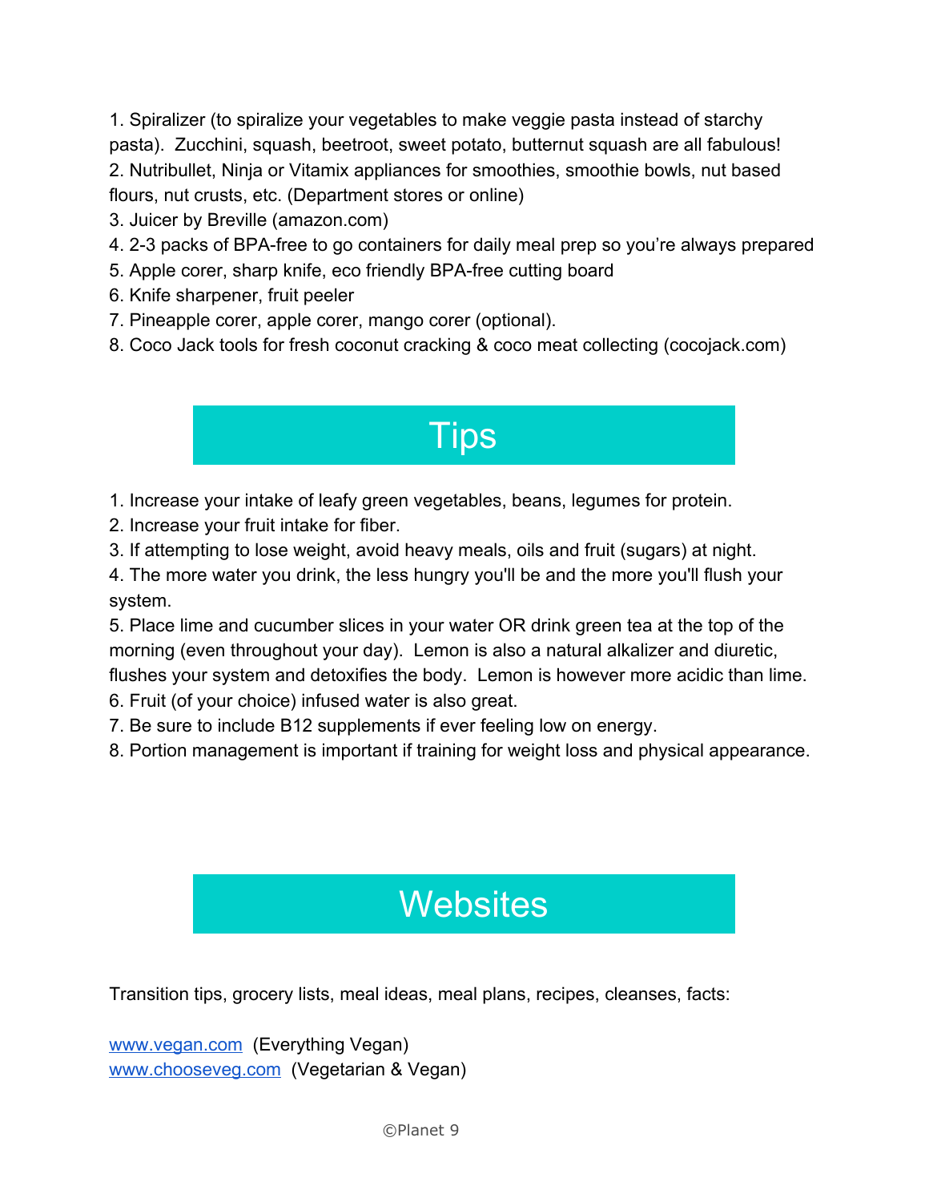1. Spiralizer (to spiralize your vegetables to make veggie pasta instead of starchy pasta). Zucchini, squash, beetroot, sweet potato, butternut squash are all fabulous!
2. Nutribullet, Ninja or Vitamix appliances for smoothies, smoothie bowls, nut based flours, nut crusts, etc. (Department stores or online)
3. Juicer by Breville (amazon.com)
4. 2-3 packs of BPA-free to go containers for daily meal prep so you're always prepared
5. Apple corer, sharp knife, eco friendly BPA-free cutting board
6. Knife sharpener, fruit peeler
7. Pineapple corer, apple corer, mango corer (optional).
8. Coco Jack tools for fresh coconut cracking & coco meat collecting (cocojack.com)

# Tips

1. Increase your intake of leafy green vegetables, beans, legumes for protein.
2. Increase your fruit intake for fiber.
3. If attempting to lose weight, avoid heavy meals, oils and fruit (sugars) at night.
4. The more water you drink, the less hungry you'll be and the more you'll flush your system.
5. Place lime and cucumber slices in your water OR drink green tea at the top of the morning (even throughout your day). Lemon is also a natural alkalizer and diuretic, flushes your system and detoxifies the body. Lemon is however more acidic than lime.
6. Fruit (of your choice) infused water is also great.
7. Be sure to include B12 supplements if ever feeling low on energy.
8. Portion management is important if training for weight loss and physical appearance.

# Websites

Transition tips, grocery lists, meal ideas, meal plans, recipes, cleanses, facts:

[www.vegan.com](http://www.vegan.com) (Everything Vegan)
[www.chooseveg.com](http://www.chooseveg.com) (Vegetarian & Vegan)

©Planet 9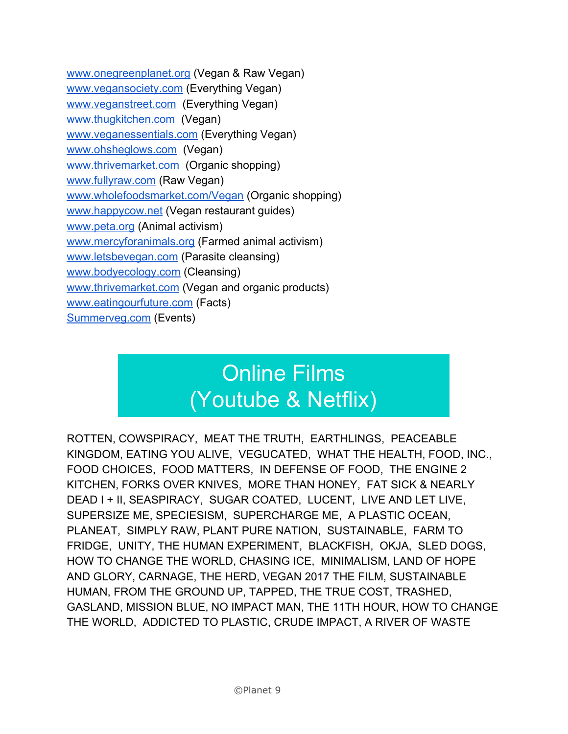www.onegreenplanet.org (Vegan & Raw Vegan)
www.vegansociety.com (Everything Vegan)
www.veganstreet.com (Everything Vegan)
www.thugkitchen.com (Vegan)
www.veganessentials.com (Everything Vegan)
www.ohsheglows.com (Vegan)
www.thrivemarket.com (Organic shopping)
www.fullyraw.com (Raw Vegan)
www.wholefoodsmarket.com/Vegan (Organic shopping)
www.happycow.net (Vegan restaurant guides)
www.peta.org (Animal activism)
www.mercyforanimals.org (Farmed animal activism)
www.letsbevegan.com (Parasite cleansing)
www.bodyecology.com (Cleansing)
www.thrivemarket.com (Vegan and organic products)
www.eatingourfuture.com (Facts)
Summerveg.com (Events)

## Online Films (Youtube & Netflix)

ROTTEN, COWSPIRACY, MEAT THE TRUTH, EARTHLINGS, PEACEABLE KINGDOM, EATING YOU ALIVE, VEGUCATED, WHAT THE HEALTH, FOOD, INC., FOOD CHOICES, FOOD MATTERS, IN DEFENSE OF FOOD, THE ENGINE 2 KITCHEN, FORKS OVER KNIVES, MORE THAN HONEY, FAT SICK & NEARLY DEAD I + II, SEASPIRACY, SUGAR COATED, LUCENT, LIVE AND LET LIVE, SUPERSIZE ME, SPECIESISM, SUPERCHARGE ME, A PLASTIC OCEAN, PLANEAT, SIMPLY RAW, PLANT PURE NATION, SUSTAINABLE, FARM TO FRIDGE, UNITY, THE HUMAN EXPERIMENT, BLACKFISH, OKJA, SLED DOGS, HOW TO CHANGE THE WORLD, CHASING ICE, MINIMALISM, LAND OF HOPE AND GLORY, CARNAGE, THE HERD, VEGAN 2017 THE FILM, SUSTAINABLE HUMAN, FROM THE GROUND UP, TAPPED, THE TRUE COST, TRASHED, GASLAND, MISSION BLUE, NO IMPACT MAN, THE 11TH HOUR, HOW TO CHANGE THE WORLD, ADDICTED TO PLASTIC, CRUDE IMPACT, A RIVER OF WASTE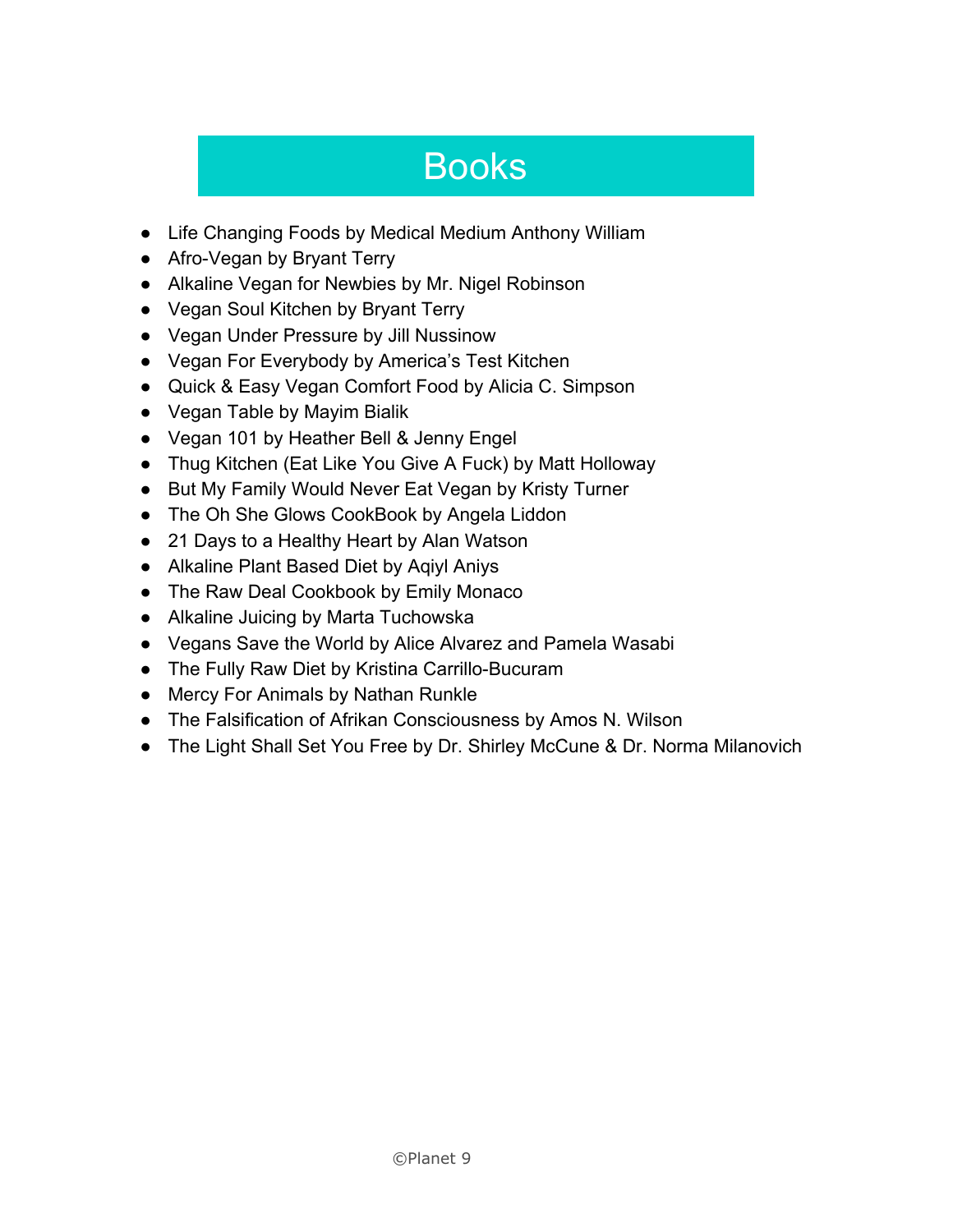# Books

- Life Changing Foods by Medical Medium Anthony William
- Afro-Vegan by Bryant Terry
- Alkaline Vegan for Newbies by Mr. Nigel Robinson
- Vegan Soul Kitchen by Bryant Terry
- Vegan Under Pressure by Jill Nussinow
- Vegan For Everybody by America's Test Kitchen
- Quick & Easy Vegan Comfort Food by Alicia C. Simpson
- Vegan Table by Mayim Bialik
- Vegan 101 by Heather Bell & Jenny Engel
- Thug Kitchen (Eat Like You Give A Fuck) by Matt Holloway
- But My Family Would Never Eat Vegan by Kristy Turner
- The Oh She Glows CookBook by Angela Liddon
- 21 Days to a Healthy Heart by Alan Watson
- Alkaline Plant Based Diet by Aqiyl Aniys
- The Raw Deal Cookbook by Emily Monaco
- Alkaline Juicing by Marta Tuchowska
- Vegans Save the World by Alice Alvarez and Pamela Wasabi
- The Fully Raw Diet by Kristina Carrillo-Bucuram
- Mercy For Animals by Nathan Runkle
- The Falsification of Afrikan Consciousness by Amos N. Wilson
- The Light Shall Set You Free by Dr. Shirley McCune & Dr. Norma Milanovich

©Planet 9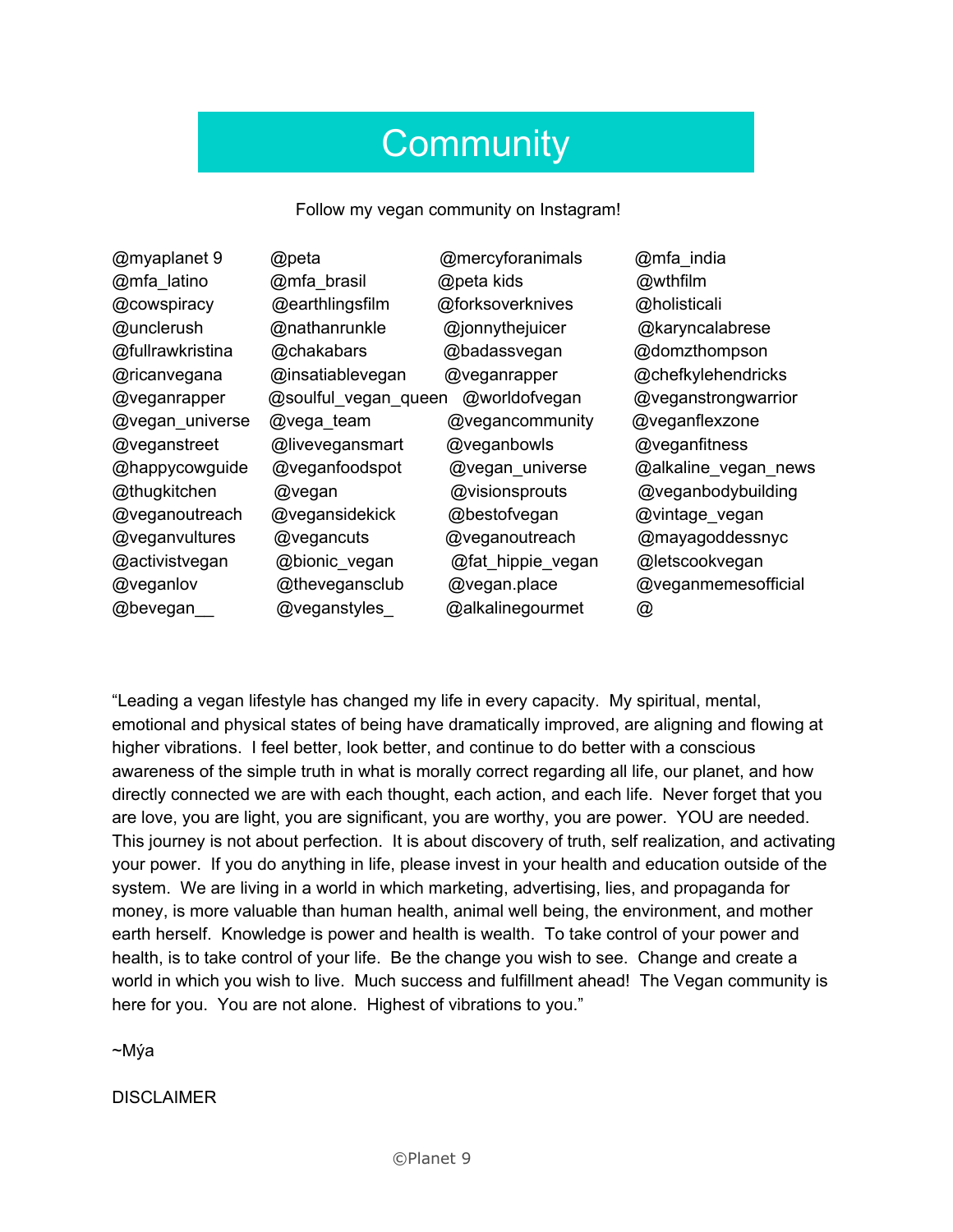# Community

Follow my vegan community on Instagram!

| | | | |
|---|---|---|---|
| @myaplanet 9 | @peta | @mercyforanimals | @mfa_india |
| @mfa_latino | @mfa_brasil | @peta kids | @wthfilm |
| @cowspiracy | @earthlingsfilm | @forksoverknives | @holisticali |
| @unclerush | @nathanrunkle | @jonnythejuicer | @karyncalabrese |
| @fullrawkristina | @chakabars | @badassvegan | @domzthompson |
| @ricanvegana | @insatiablevegan | @veganrapper | @chefkylehendricks |
| @veganrapper | @soulful_vegan_queen | @worldofvegan | @veganstrongwarrior |
| @vegan_universe | @vega_team | @vegancommunity | @veganflexzone |
| @veganstreet | @livevegansmart | @veganbowls | @veganfitness |
| @happycowguide | @veganfoodspot | @vegan_universe | @alkaline_vegan_news |
| @thugkitchen | @vegan | @visionsprouts | @veganbodybuilding |
| @veganoutreach | @vegansidekick | @bestofvegan | @vintage_vegan |
| @veganvultures | @vegancuts | @veganoutreach | @mayagoddessnyc |
| @activistvegan | @bionic_vegan | @fat_hippie_vegan | @letscookvegan |
| @veganlov | @thevegansclub | @vegan.place | @veganmemesofficial |
| @bevegan__ | @veganstyles_ | @alkalinegourmet | @ |

“Leading a vegan lifestyle has changed my life in every capacity. My spiritual, mental, emotional and physical states of being have dramatically improved, are aligning and flowing at higher vibrations. I feel better, look better, and continue to do better with a conscious awareness of the simple truth in what is morally correct regarding all life, our planet, and how directly connected we are with each thought, each action, and each life. Never forget that you are love, you are light, you are significant, you are worthy, you are power. YOU are needed. This journey is not about perfection. It is about discovery of truth, self realization, and activating your power. If you do anything in life, please invest in your health and education outside of the system. We are living in a world in which marketing, advertising, lies, and propaganda for money, is more valuable than human health, animal well being, the environment, and mother earth herself. Knowledge is power and health is wealth. To take control of your power and health, is to take control of your life. Be the change you wish to see. Change and create a world in which you wish to live. Much success and fulfillment ahead! The Vegan community is here for you. You are not alone. Highest of vibrations to you.”

~Mýa

DISCLAIMER

©Planet 9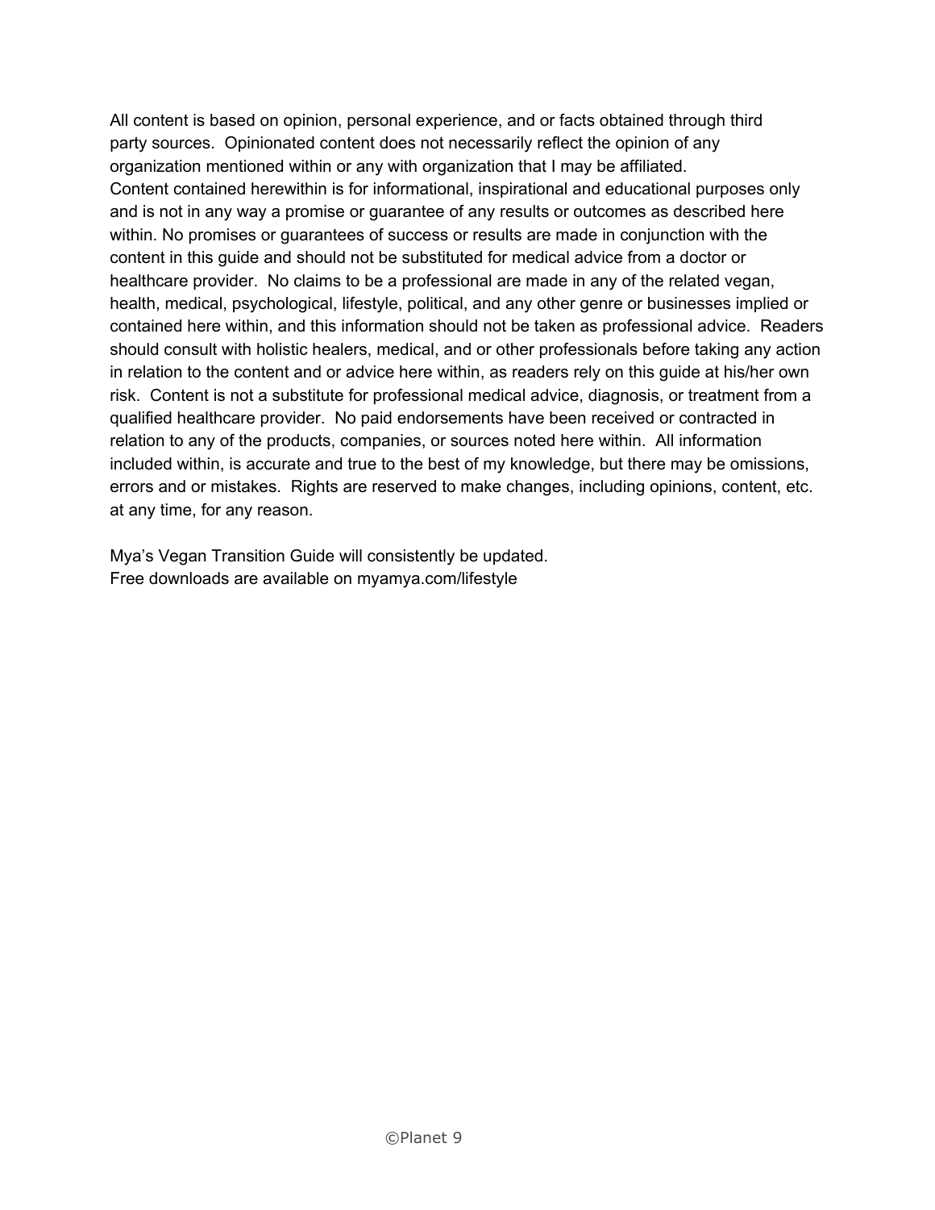All content is based on opinion, personal experience, and or facts obtained through third party sources. Opinionated content does not necessarily reflect the opinion of any organization mentioned within or any with organization that I may be affiliated.
Content contained herewithin is for informational, inspirational and educational purposes only and is not in any way a promise or guarantee of any results or outcomes as described here within. No promises or guarantees of success or results are made in conjunction with the content in this guide and should not be substituted for medical advice from a doctor or healthcare provider. No claims to be a professional are made in any of the related vegan, health, medical, psychological, lifestyle, political, and any other genre or businesses implied or contained here within, and this information should not be taken as professional advice. Readers should consult with holistic healers, medical, and or other professionals before taking any action in relation to the content and or advice here within, as readers rely on this guide at his/her own risk. Content is not a substitute for professional medical advice, diagnosis, or treatment from a qualified healthcare provider. No paid endorsements have been received or contracted in relation to any of the products, companies, or sources noted here within. All information included within, is accurate and true to the best of my knowledge, but there may be omissions, errors and or mistakes. Rights are reserved to make changes, including opinions, content, etc. at any time, for any reason.

Mya's Vegan Transition Guide will consistently be updated.
Free downloads are available on myamya.com/lifestyle

©Planet 9